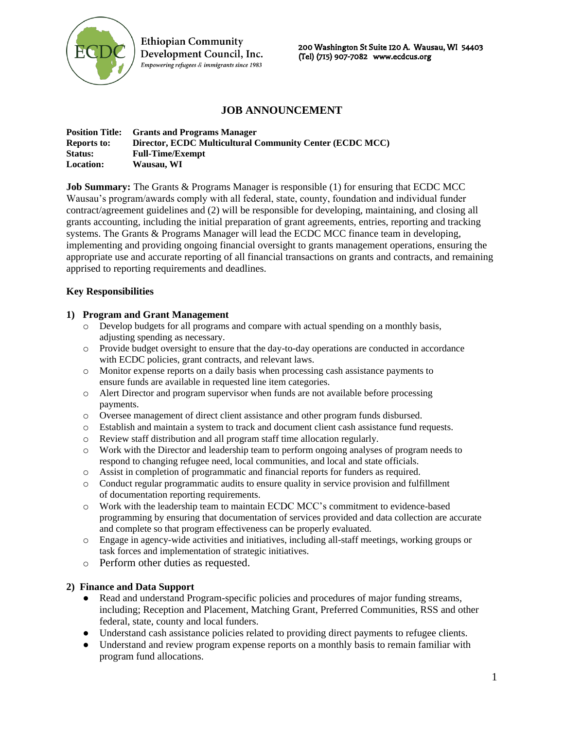**Ethiopian Community Development Council, Inc.**
*Empowering refugees & immigrants since 1983*

200 Washington St Suite 120 A. Wausau, WI 54403
(Tel) (715) 907-7082 www.ecdcus.org

# JOB ANNOUNCEMENT

**Position Title:** **Grants and Programs Manager**
**Reports to:** **Director, ECDC Multicultural Community Center (ECDC MCC)**
**Status:** **Full-Time/Exempt**
**Location:** **Wausau, WI**

**Job Summary:** The Grants & Programs Manager is responsible (1) for ensuring that ECDC MCC Wausau's program/awards comply with all federal, state, county, foundation and individual funder contract/agreement guidelines and (2) will be responsible for developing, maintaining, and closing all grants accounting, including the initial preparation of grant agreements, entries, reporting and tracking systems. The Grants & Programs Manager will lead the ECDC MCC finance team in developing, implementing and providing ongoing financial oversight to grants management operations, ensuring the appropriate use and accurate reporting of all financial transactions on grants and contracts, and remaining apprised to reporting requirements and deadlines.

## Key Responsibilities

### 1) Program and Grant Management

- Develop budgets for all programs and compare with actual spending on a monthly basis, adjusting spending as necessary.
- Provide budget oversight to ensure that the day-to-day operations are conducted in accordance with ECDC policies, grant contracts, and relevant laws.
- Monitor expense reports on a daily basis when processing cash assistance payments to ensure funds are available in requested line item categories.
- Alert Director and program supervisor when funds are not available before processing payments.
- Oversee management of direct client assistance and other program funds disbursed.
- Establish and maintain a system to track and document client cash assistance fund requests.
- Review staff distribution and all program staff time allocation regularly.
- Work with the Director and leadership team to perform ongoing analyses of program needs to respond to changing refugee need, local communities, and local and state officials.
- Assist in completion of programmatic and financial reports for funders as required.
- Conduct regular programmatic audits to ensure quality in service provision and fulfillment of documentation reporting requirements.
- Work with the leadership team to maintain ECDC MCC's commitment to evidence-based programming by ensuring that documentation of services provided and data collection are accurate and complete so that program effectiveness can be properly evaluated.
- Engage in agency-wide activities and initiatives, including all-staff meetings, working groups or task forces and implementation of strategic initiatives.
- Perform other duties as requested.

### 2) Finance and Data Support

- Read and understand Program-specific policies and procedures of major funding streams, including; Reception and Placement, Matching Grant, Preferred Communities, RSS and other federal, state, county and local funders.
- Understand cash assistance policies related to providing direct payments to refugee clients.
- Understand and review program expense reports on a monthly basis to remain familiar with program fund allocations.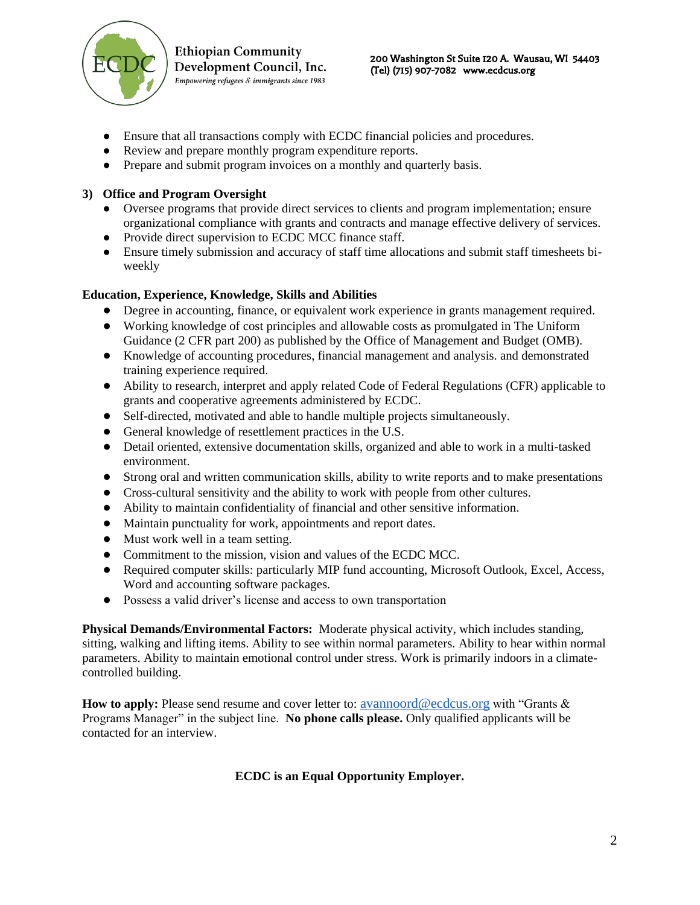- Ensure that all transactions comply with ECDC financial policies and procedures.
- Review and prepare monthly program expenditure reports.
- Prepare and submit program invoices on a monthly and quarterly basis.

**3) Office and Program Oversight**

- Oversee programs that provide direct services to clients and program implementation; ensure organizational compliance with grants and contracts and manage effective delivery of services.
- Provide direct supervision to ECDC MCC finance staff.
- Ensure timely submission and accuracy of staff time allocations and submit staff timesheets bi-weekly

**Education, Experience, Knowledge, Skills and Abilities**

- Degree in accounting, finance, or equivalent work experience in grants management required.
- Working knowledge of cost principles and allowable costs as promulgated in The Uniform Guidance (2 CFR part 200) as published by the Office of Management and Budget (OMB).
- Knowledge of accounting procedures, financial management and analysis. and demonstrated training experience required.
- Ability to research, interpret and apply related Code of Federal Regulations (CFR) applicable to grants and cooperative agreements administered by ECDC.
- Self-directed, motivated and able to handle multiple projects simultaneously.
- General knowledge of resettlement practices in the U.S.
- Detail oriented, extensive documentation skills, organized and able to work in a multi-tasked environment.
- Strong oral and written communication skills, ability to write reports and to make presentations
- Cross-cultural sensitivity and the ability to work with people from other cultures.
- Ability to maintain confidentiality of financial and other sensitive information.
- Maintain punctuality for work, appointments and report dates.
- Must work well in a team setting.
- Commitment to the mission, vision and values of the ECDC MCC.
- Required computer skills: particularly MIP fund accounting, Microsoft Outlook, Excel, Access, Word and accounting software packages.
- Possess a valid driver's license and access to own transportation

**Physical Demands/Environmental Factors:** Moderate physical activity, which includes standing, sitting, walking and lifting items. Ability to see within normal parameters. Ability to hear within normal parameters. Ability to maintain emotional control under stress. Work is primarily indoors in a climate-controlled building.

**How to apply:** Please send resume and cover letter to: avannoord@ecdcus.org with "Grants & Programs Manager" in the subject line. **No phone calls please.** Only qualified applicants will be contacted for an interview.

**ECDC is an Equal Opportunity Employer.**